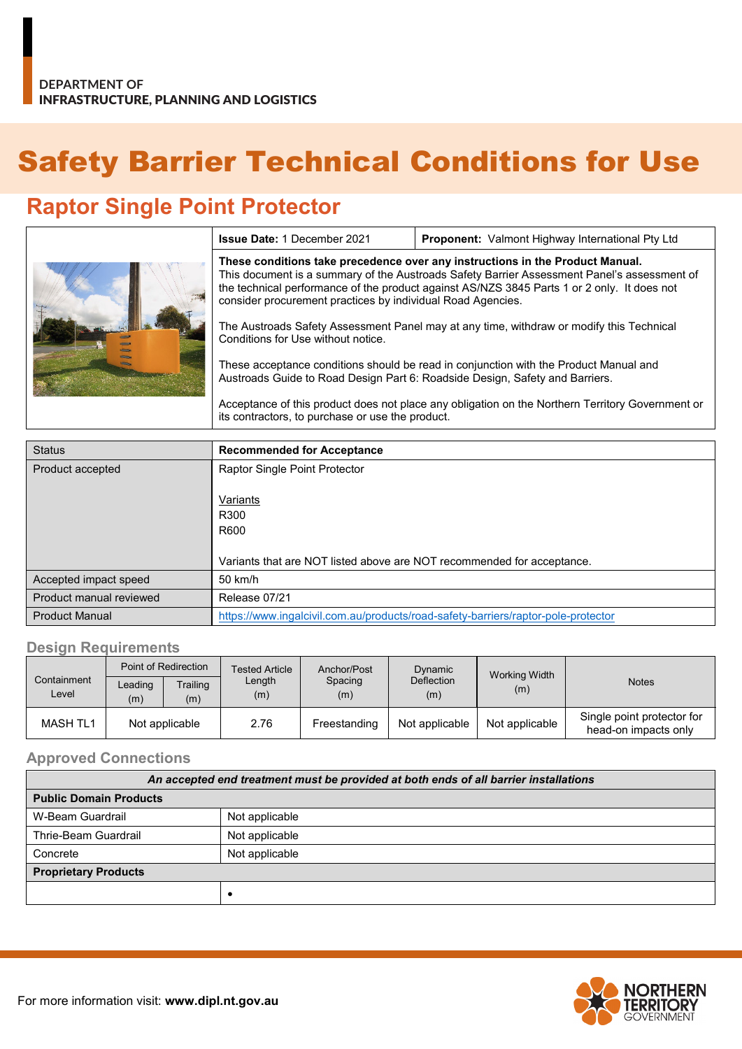DEPARTMENT OF
INFRASTRUCTURE, PLANNING AND LOGISTICS

# Safety Barrier Technical Conditions for Use

## Raptor Single Point Protector

| | |
|---|---|
| **Issue Date:** 1 December 2021 | **Proponent:** Valmont Highway International Pty Ltd |

**These conditions take precedence over any instructions in the Product Manual.**
This document is a summary of the Austroads Safety Barrier Assessment Panel's assessment of the technical performance of the product against AS/NZS 3845 Parts 1 or 2 only. It does not consider procurement practices by individual Road Agencies.

The Austroads Safety Assessment Panel may at any time, withdraw or modify this Technical Conditions for Use without notice.

These acceptance conditions should be read in conjunction with the Product Manual and Austroads Guide to Road Design Part 6: Roadside Design, Safety and Barriers.

Acceptance of this product does not place any obligation on the Northern Territory Government or its contractors, to purchase or use the product.

| Status | **Recommended for Acceptance** |
|---|---|
| Product accepted | Raptor Single Point Protector<br><br>Variants<br>R300<br>R600<br><br>Variants that are NOT listed above are NOT recommended for acceptance. |
| Accepted impact speed | 50 km/h |
| Product manual reviewed | Release 07/21 |
| Product Manual | https://www.ingalcivil.com.au/products/road-safety-barriers/raptor-pole-protector |

### Design Requirements

| Containment Level | Point of Redirection | | Tested Article Length (m) | Anchor/Post Spacing (m) | Dynamic Deflection (m) | Working Width (m) | Notes |
|---|---|---|---|---|---|---|---|
| | Leading (m) | Trailing (m) | | | | | |
| MASH TL1 | Not applicable | | 2.76 | Freestanding | Not applicable | Not applicable | Single point protector for head-on impacts only |

### Approved Connections

| *An accepted end treatment must be provided at both ends of all barrier installations* | |
|---|---|
| **Public Domain Products** | |
| W-Beam Guardrail | Not applicable |
| Thrie-Beam Guardrail | Not applicable |
| Concrete | Not applicable |
| **Proprietary Products** | |
| | • |

For more information visit: **www.dipl.nt.gov.au**

NORTHERN TERRITORY GOVERNMENT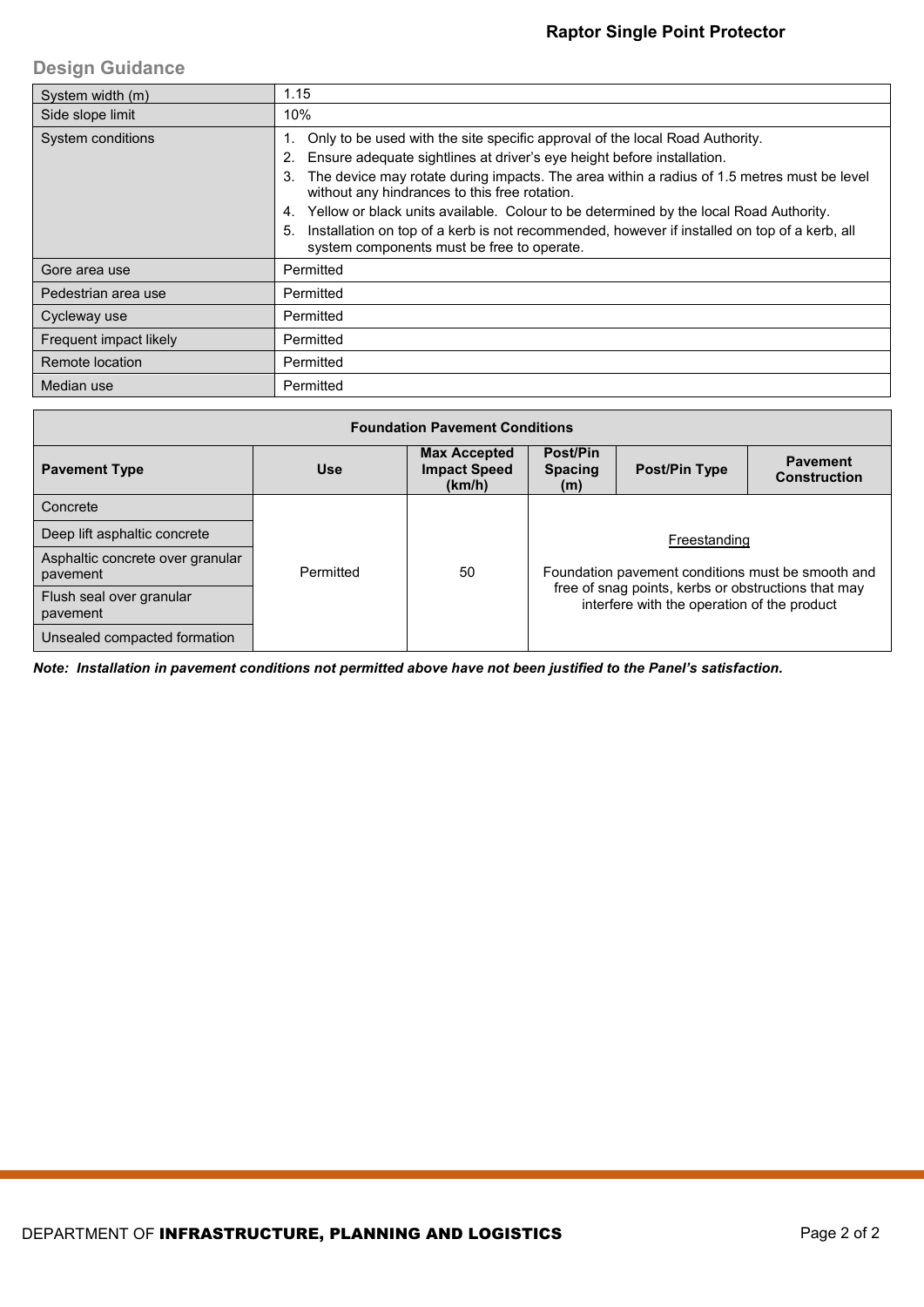## Design Guidance

| | |
|---|---|
| System width (m) | 1.15 |
| Side slope limit | 10% |
| System conditions | 1. Only to be used with the site specific approval of the local Road Authority. 2. Ensure adequate sightlines at driver's eye height before installation. 3. The device may rotate during impacts. The area within a radius of 1.5 metres must be level without any hindrances to this free rotation. 4. Yellow or black units available. Colour to be determined by the local Road Authority. 5. Installation on top of a kerb is not recommended, however if installed on top of a kerb, all system components must be free to operate. |
| Gore area use | Permitted |
| Pedestrian area use | Permitted |
| Cycleway use | Permitted |
| Frequent impact likely | Permitted |
| Remote location | Permitted |
| Median use | Permitted |

**Foundation Pavement Conditions**

| Pavement Type | Use | Max Accepted Impact Speed (km/h) | Post/Pin Spacing (m) | Post/Pin Type | Pavement Construction |
|---|---|---|---|---|---|
| Concrete | Permitted | 50 | Freestanding<br><br>Foundation pavement conditions must be smooth and free of snag points, kerbs or obstructions that may interfere with the operation of the product | | |
| Deep lift asphaltic concrete | | | | | |
| Asphaltic concrete over granular pavement | | | | | |
| Flush seal over granular pavement | | | | | |
| Unsealed compacted formation | | | | | |

***Note: Installation in pavement conditions not permitted above have not been justified to the Panel's satisfaction.***